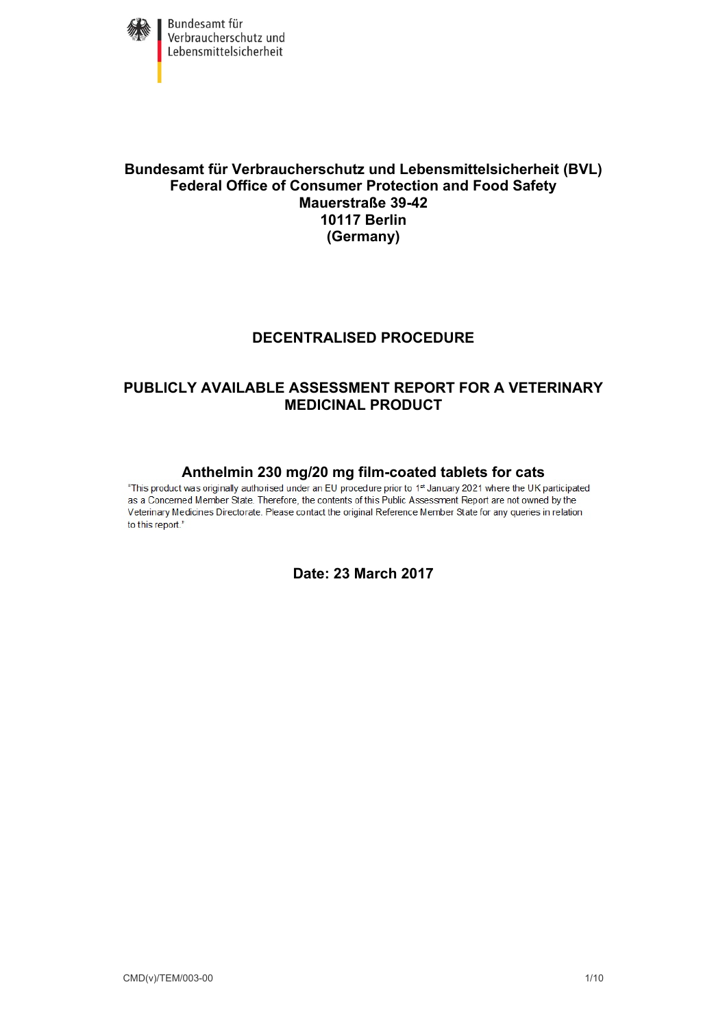Bundesamt für Verbraucherschutz und Lebensmittelsicherheit

**Bundesamt für Verbraucherschutz und Lebensmittelsicherheit (BVL)**
**Federal Office of Consumer Protection and Food Safety**
**Mauerstraße 39-42**
**10117 Berlin**
**(Germany)**

# DECENTRALISED PROCEDURE

# PUBLICLY AVAILABLE ASSESSMENT REPORT FOR A VETERINARY MEDICINAL PRODUCT

## Anthelmin 230 mg/20 mg film-coated tablets for cats

"This product was originally authorised under an EU procedure prior to 1st January 2021 where the UK participated as a Concerned Member State. Therefore, the contents of this Public Assessment Report are not owned by the Veterinary Medicines Directorate. Please contact the original Reference Member State for any queries in relation to this report."

**Date: 23 March 2017**

CMD(v)/TEM/003-00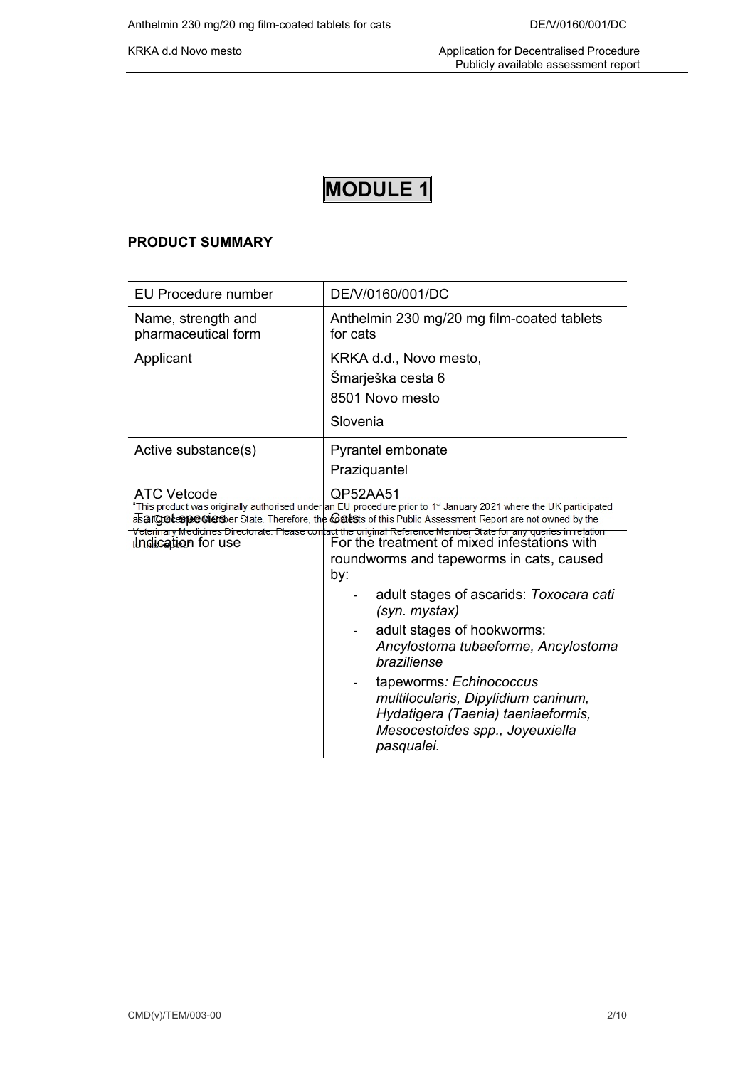# MODULE 1

## PRODUCT SUMMARY

| EU Procedure number | DE/V/0160/001/DC |
|---|---|
| Name, strength and pharmaceutical form | Anthelmin 230 mg/20 mg film-coated tablets for cats |
| Applicant | KRKA d.d., Novo mesto,<br>Šmarješka cesta 6<br>8501 Novo mesto<br>Slovenia |
| Active substance(s) | Pyrantel embonate<br>Praziquantel |
| ATC Vetcode | QP52AA51 |
| Target species | Cats |
| Indication for use | For the treatment of mixed infestations with roundworms and tapeworms in cats, caused by:<br>- adult stages of ascarids: *Toxocara cati (syn. mystax)*<br>- adult stages of hookworms: *Ancylostoma tubaeforme, Ancylostoma braziliense*<br>- tapeworms*: Echinococcus multilocularis, Dipylidium caninum, Hydatigera (Taenia) taeniaeformis, Mesocestoides spp., Joyeuxiella pasqualei.* |

*This product was originally authorised under an EU procedure prior to 1st January 2021 where the UK participated as a Concerned Member State. Therefore, the contents of this Public Assessment Report are not owned by the Veterinary Medicines Directorate. Please contact the original Reference Member State for any queries in relation to this report.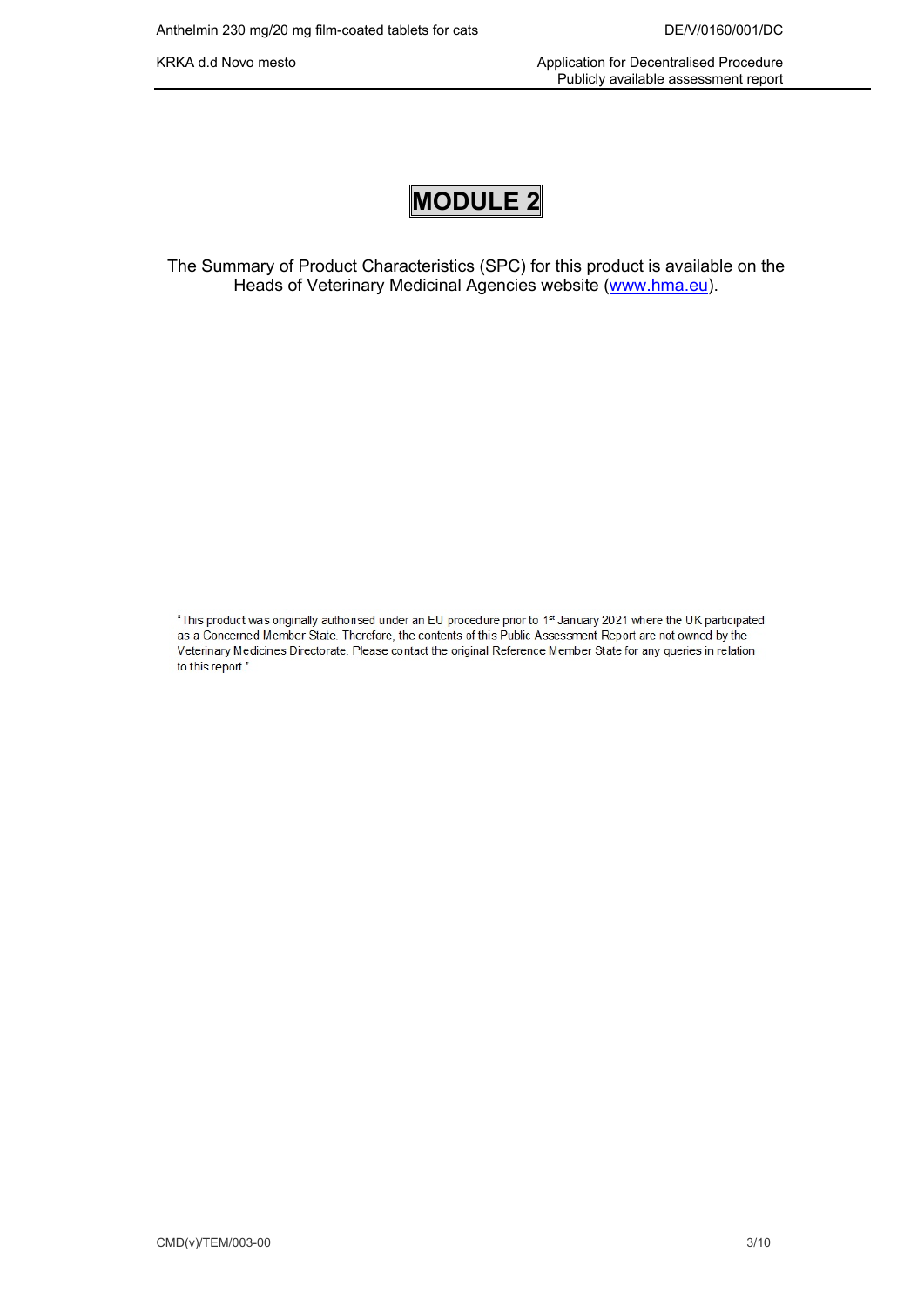# MODULE 2

The Summary of Product Characteristics (SPC) for this product is available on the Heads of Veterinary Medicinal Agencies website (www.hma.eu).

"This product was originally authorised under an EU procedure prior to 1st January 2021 where the UK participated as a Concerned Member State. Therefore, the contents of this Public Assessment Report are not owned by the Veterinary Medicines Directorate. Please contact the original Reference Member State for any queries in relation to this report."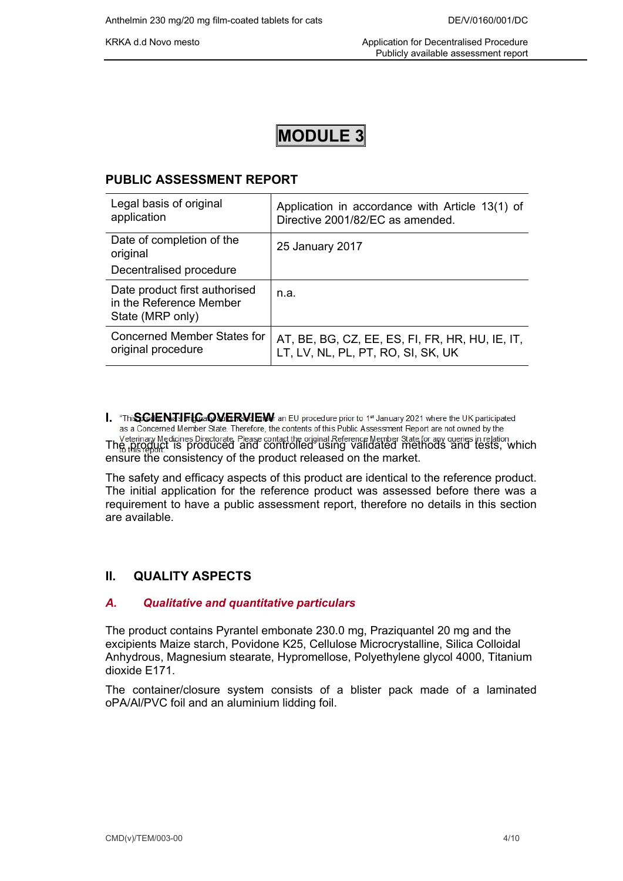# MODULE 3

## PUBLIC ASSESSMENT REPORT

| Legal basis of original application | Application in accordance with Article 13(1) of Directive 2001/82/EC as amended. |
|---|---|
| Date of completion of the original Decentralised procedure | 25 January 2017 |
| Date product first authorised in the Reference Member State (MRP only) | n.a. |
| Concerned Member States for original procedure | AT, BE, BG, CZ, EE, ES, FI, FR, HR, HU, IE, IT, LT, LV, NL, PL, PT, RO, SI, SK, UK |

## I. SCIENTIFIC OVERVIEW

"This product was originally authorised under an EU procedure prior to 1st January 2021 where the UK participated as a Concerned Member State. Therefore, the contents of this Public Assessment Report are not owned by the Veterinary Medicines Directorate. Please contact the original Reference Member State for any queries in relation to this report"

The product is produced and controlled using validated methods and tests, which ensure the consistency of the product released on the market.

The safety and efficacy aspects of this product are identical to the reference product. The initial application for the reference product was assessed before there was a requirement to have a public assessment report, therefore no details in this section are available.

## II. QUALITY ASPECTS

### *A. Qualitative and quantitative particulars*

The product contains Pyrantel embonate 230.0 mg, Praziquantel 20 mg and the excipients Maize starch, Povidone K25, Cellulose Microcrystalline, Silica Colloidal Anhydrous, Magnesium stearate, Hypromellose, Polyethylene glycol 4000, Titanium dioxide E171.

The container/closure system consists of a blister pack made of a laminated oPA/Al/PVC foil and an aluminium lidding foil.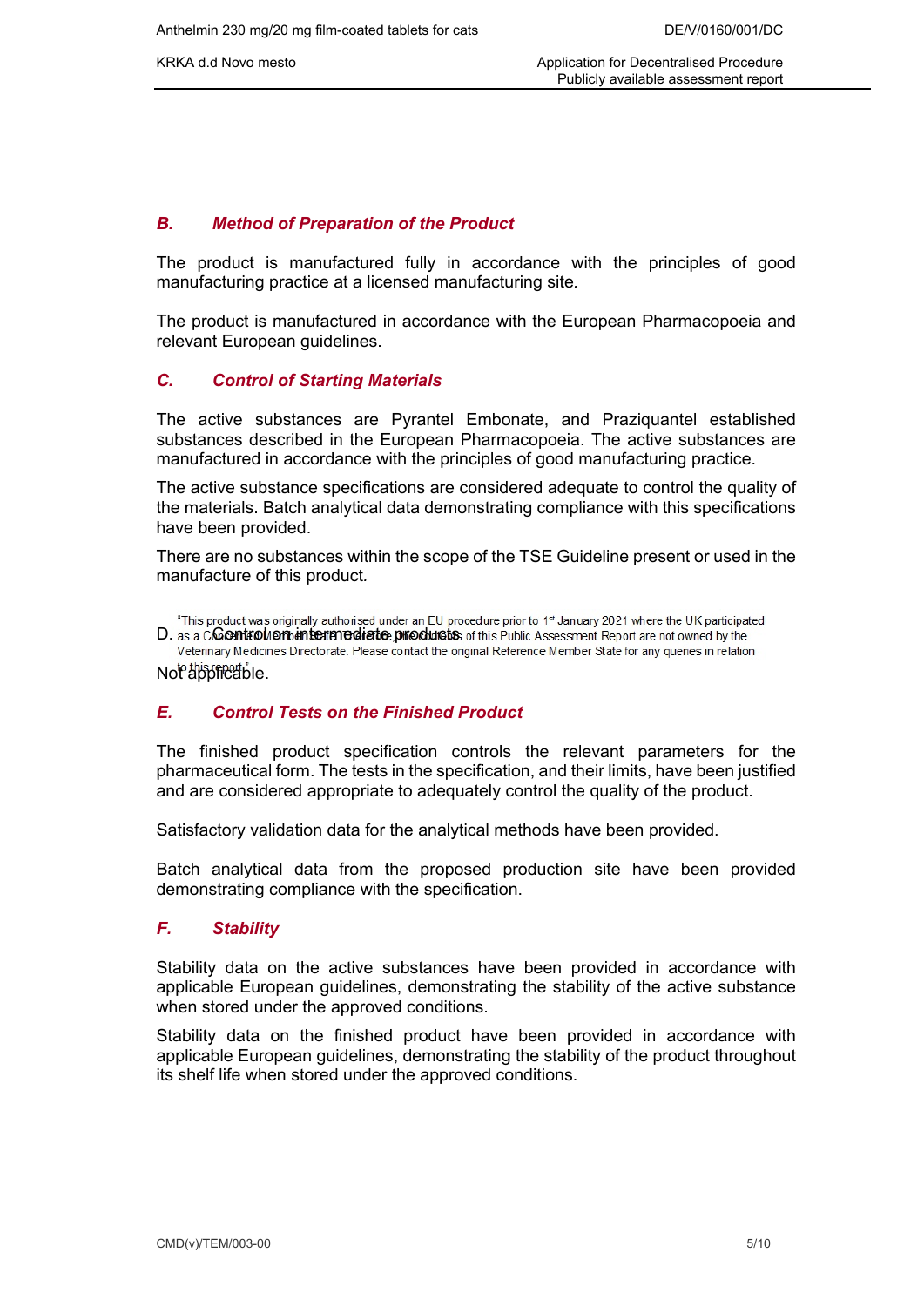### B. Method of Preparation of the Product

The product is manufactured fully in accordance with the principles of good manufacturing practice at a licensed manufacturing site.

The product is manufactured in accordance with the European Pharmacopoeia and relevant European guidelines.

### C. Control of Starting Materials

The active substances are Pyrantel Embonate, and Praziquantel established substances described in the European Pharmacopoeia. The active substances are manufactured in accordance with the principles of good manufacturing practice.

The active substance specifications are considered adequate to control the quality of the materials. Batch analytical data demonstrating compliance with this specifications have been provided.

There are no substances within the scope of the TSE Guideline present or used in the manufacture of this product.

"This product was originally authorised under an EU procedure prior to 1st January 2021 where the UK participated as a Concerned Member State therefore, the contents of this Public Assessment Report are not owned by the Veterinary Medicines Directorate. Please contact the original Reference Member State for any queries in relation to this report."

### D. Control on intermediate products

Not applicable.

### E. Control Tests on the Finished Product

The finished product specification controls the relevant parameters for the pharmaceutical form. The tests in the specification, and their limits, have been justified and are considered appropriate to adequately control the quality of the product.

Satisfactory validation data for the analytical methods have been provided.

Batch analytical data from the proposed production site have been provided demonstrating compliance with the specification.

### F. Stability

Stability data on the active substances have been provided in accordance with applicable European guidelines, demonstrating the stability of the active substance when stored under the approved conditions.

Stability data on the finished product have been provided in accordance with applicable European guidelines, demonstrating the stability of the product throughout its shelf life when stored under the approved conditions.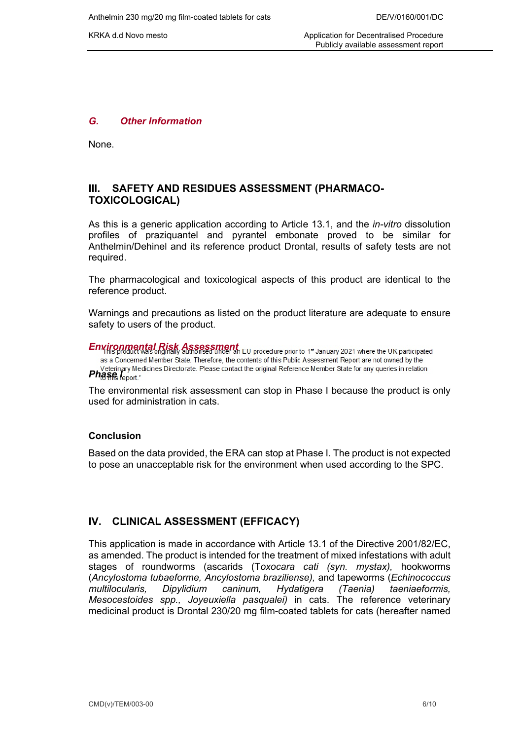### *G. Other Information*

None.

## III. SAFETY AND RESIDUES ASSESSMENT (PHARMACO-TOXICOLOGICAL)

As this is a generic application according to Article 13.1, and the *in-vitro* dissolution profiles of praziquantel and pyrantel embonate proved to be similar for Anthelmin/Dehinel and its reference product Drontal, results of safety tests are not required.

The pharmacological and toxicological aspects of this product are identical to the reference product.

Warnings and precautions as listed on the product literature are adequate to ensure safety to users of the product.

### *Environmental Risk Assessment*

"This product was originally authorised under an EU procedure prior to 1st January 2021 where the UK participated as a Concerned Member State. Therefore, the contents of this Public Assessment Report are not owned by the Veterinary Medicines Directorate. Please contact the original Reference Member State for any queries in relation to this report."

#### *Phase I*

The environmental risk assessment can stop in Phase I because the product is only used for administration in cats.

#### Conclusion

Based on the data provided, the ERA can stop at Phase I. The product is not expected to pose an unacceptable risk for the environment when used according to the SPC.

## IV. CLINICAL ASSESSMENT (EFFICACY)

This application is made in accordance with Article 13.1 of the Directive 2001/82/EC, as amended. The product is intended for the treatment of mixed infestations with adult stages of roundworms (ascarids (T*oxocara cati (syn. mystax),* hookworms (*Ancylostoma tubaeforme, Ancylostoma braziliense),* and tapeworms (*Echinococcus multilocularis, Dipylidium caninum, Hydatigera (Taenia) taeniaeformis, Mesocestoides spp., Joyeuxiella pasqualei)* in cats. The reference veterinary medicinal product is Drontal 230/20 mg film-coated tablets for cats (hereafter named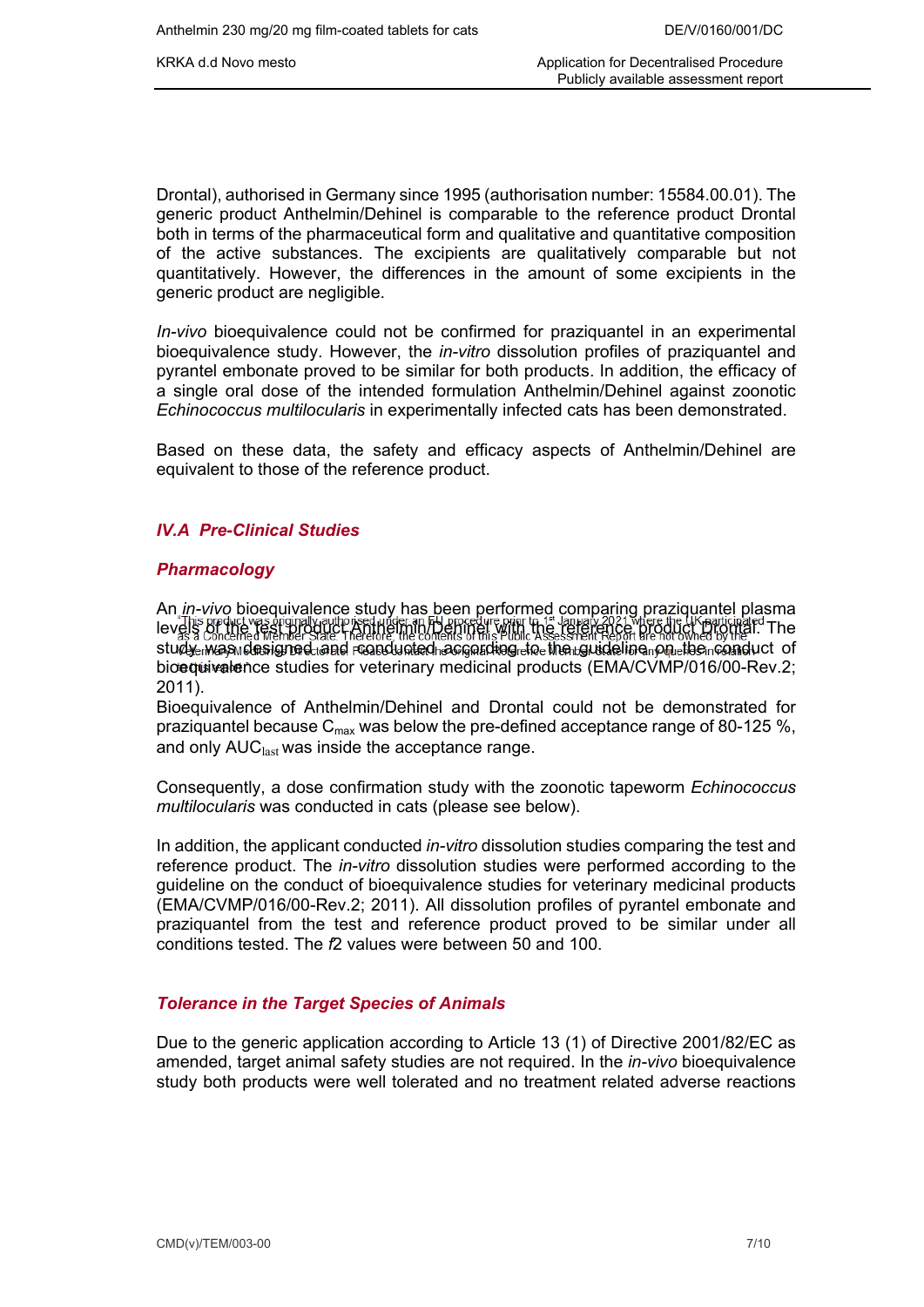Drontal), authorised in Germany since 1995 (authorisation number: 15584.00.01). The generic product Anthelmin/Dehinel is comparable to the reference product Drontal both in terms of the pharmaceutical form and qualitative and quantitative composition of the active substances. The excipients are qualitatively comparable but not quantitatively. However, the differences in the amount of some excipients in the generic product are negligible.

*In-vivo* bioequivalence could not be confirmed for praziquantel in an experimental bioequivalence study. However, the *in-vitro* dissolution profiles of praziquantel and pyrantel embonate proved to be similar for both products. In addition, the efficacy of a single oral dose of the intended formulation Anthelmin/Dehinel against zoonotic *Echinococcus multilocularis* in experimentally infected cats has been demonstrated.

Based on these data, the safety and efficacy aspects of Anthelmin/Dehinel are equivalent to those of the reference product.

## *IV.A Pre-Clinical Studies*

### *Pharmacology*

An *in-vivo* bioequivalence study has been performed comparing praziquantel plasma levels of the test product Anthelmin/Dehinel with the reference product Drontal. The study was designed and conducted according to the guideline on the conduct of bioequivalence studies for veterinary medicinal products (EMA/CVMP/016/00-Rev.2; 2011).

Bioequivalence of Anthelmin/Dehinel and Drontal could not be demonstrated for praziquantel because $C_{max}$ was below the pre-defined acceptance range of 80-125 %, and only $AUC_{last}$ was inside the acceptance range.

Consequently, a dose confirmation study with the zoonotic tapeworm *Echinococcus multilocularis* was conducted in cats (please see below).

In addition, the applicant conducted *in-vitro* dissolution studies comparing the test and reference product. The *in-vitro* dissolution studies were performed according to the guideline on the conduct of bioequivalence studies for veterinary medicinal products (EMA/CVMP/016/00-Rev.2; 2011). All dissolution profiles of pyrantel embonate and praziquantel from the test and reference product proved to be similar under all conditions tested. The *f*2 values were between 50 and 100.

### *Tolerance in the Target Species of Animals*

Due to the generic application according to Article 13 (1) of Directive 2001/82/EC as amended, target animal safety studies are not required. In the *in-vivo* bioequivalence study both products were well tolerated and no treatment related adverse reactions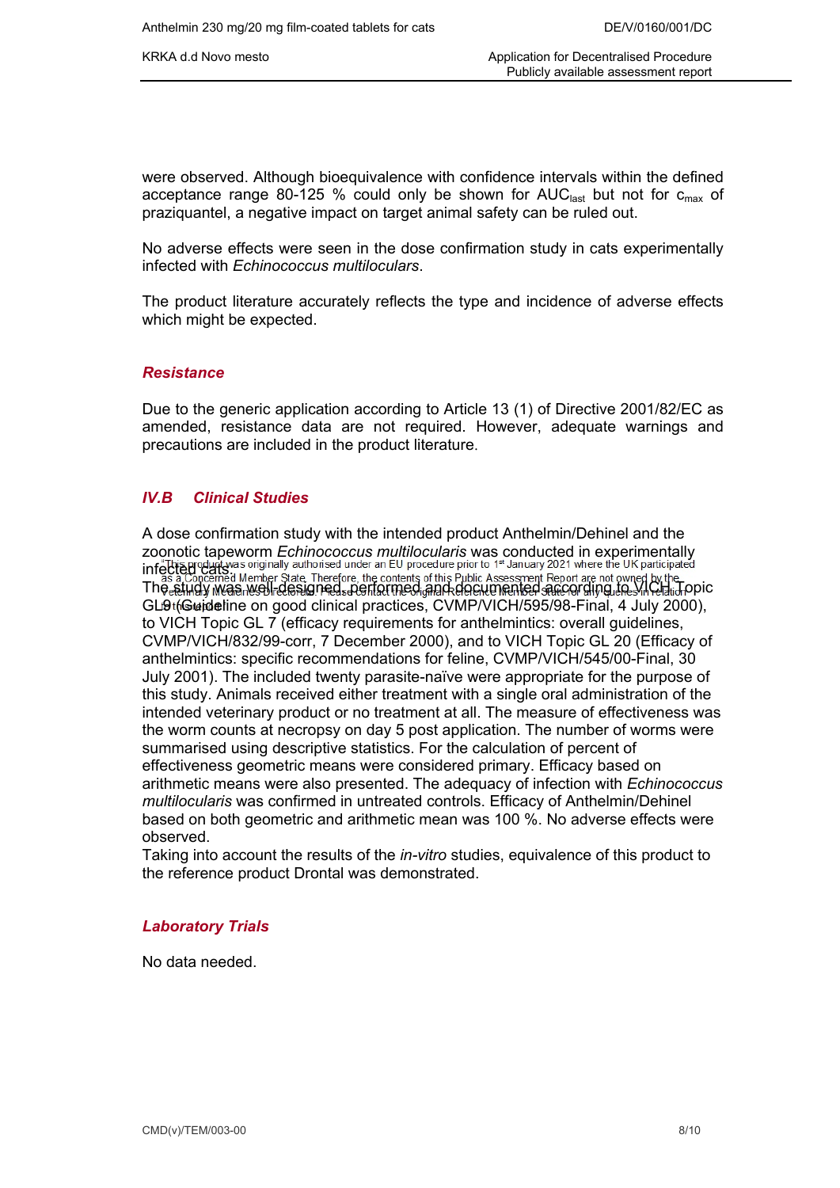were observed. Although bioequivalence with confidence intervals within the defined acceptance range 80-125 % could only be shown for $AUC_{last}$ but not for $c_{max}$ of praziquantel, a negative impact on target animal safety can be ruled out.

No adverse effects were seen in the dose confirmation study in cats experimentally infected with *Echinococcus multiloculars*.

The product literature accurately reflects the type and incidence of adverse effects which might be expected.

### *Resistance*

Due to the generic application according to Article 13 (1) of Directive 2001/82/EC as amended, resistance data are not required. However, adequate warnings and precautions are included in the product literature.

## *IV.B Clinical Studies*

A dose confirmation study with the intended product Anthelmin/Dehinel and the zoonotic tapeworm *Echinococcus multilocularis* was conducted in experimentally infected cats.

The study was well-designed, performed and documented according to VICH Topic GL9 (Guideline on good clinical practices, CVMP/VICH/595/98-Final, 4 July 2000), to VICH Topic GL 7 (efficacy requirements for anthelmintics: overall guidelines, CVMP/VICH/832/99-corr, 7 December 2000), and to VICH Topic GL 20 (Efficacy of anthelmintics: specific recommendations for feline, CVMP/VICH/545/00-Final, 30 July 2001). The included twenty parasite-naïve were appropriate for the purpose of this study. Animals received either treatment with a single oral administration of the intended veterinary product or no treatment at all. The measure of effectiveness was the worm counts at necropsy on day 5 post application. The number of worms were summarised using descriptive statistics. For the calculation of percent of effectiveness geometric means were considered primary. Efficacy based on arithmetic means were also presented. The adequacy of infection with *Echinococcus multilocularis* was confirmed in untreated controls. Efficacy of Anthelmin/Dehinel based on both geometric and arithmetic mean was 100 %. No adverse effects were observed.

Taking into account the results of the *in-vitro* studies, equivalence of this product to the reference product Drontal was demonstrated.

### *Laboratory Trials*

No data needed.

"This product was originally authorised under an EU procedure prior to 1st January 2021 where the UK participated as a Concerned Member State. Therefore, the contents of this Public Assessment Report are not owned by the Veterinary Medicines Directorate. Please contact the original Reference Member State for any queries in relation to this content."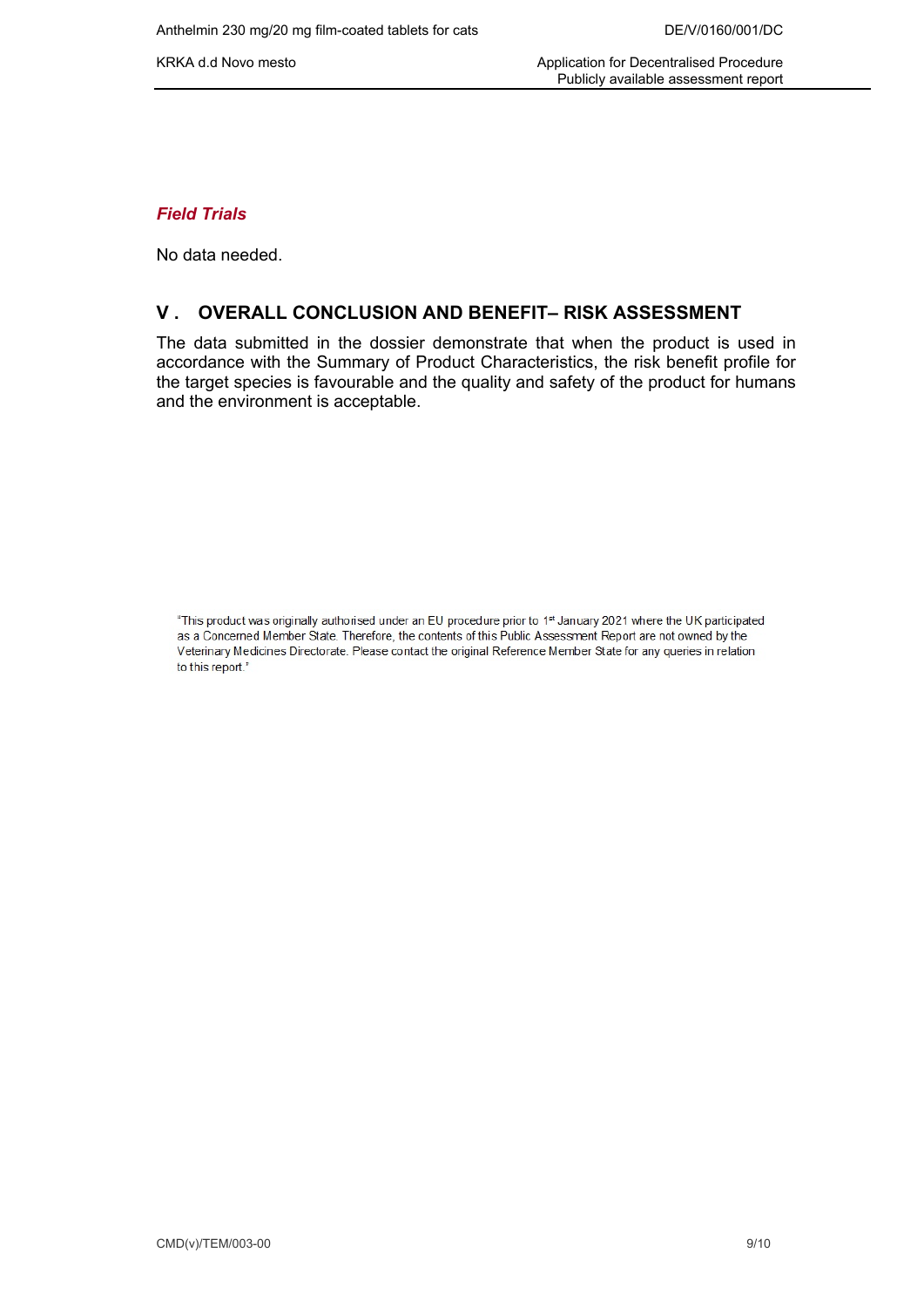### *Field Trials*

No data needed.

## V . OVERALL CONCLUSION AND BENEFIT– RISK ASSESSMENT

The data submitted in the dossier demonstrate that when the product is used in accordance with the Summary of Product Characteristics, the risk benefit profile for the target species is favourable and the quality and safety of the product for humans and the environment is acceptable.

"This product was originally authorised under an EU procedure prior to 1st January 2021 where the UK participated as a Concerned Member State. Therefore, the contents of this Public Assessment Report are not owned by the Veterinary Medicines Directorate. Please contact the original Reference Member State for any queries in relation to this report."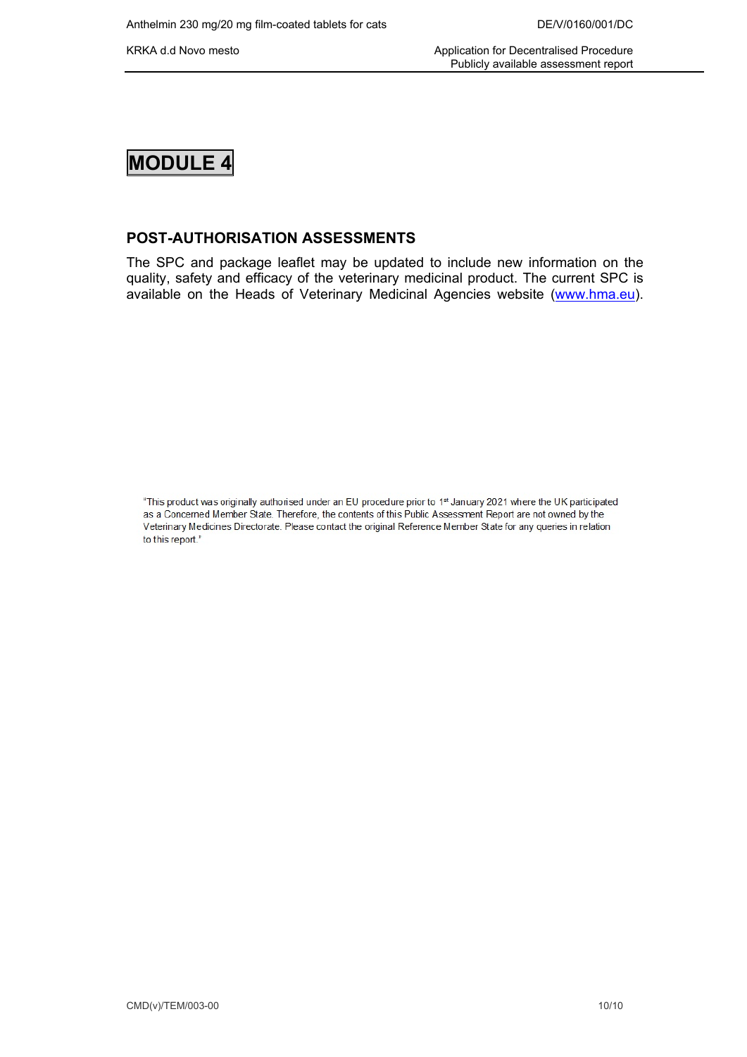# MODULE 4

## POST-AUTHORISATION ASSESSMENTS

The SPC and package leaflet may be updated to include new information on the quality, safety and efficacy of the veterinary medicinal product. The current SPC is available on the Heads of Veterinary Medicinal Agencies website (www.hma.eu).

"This product was originally authorised under an EU procedure prior to 1st January 2021 where the UK participated as a Concerned Member State. Therefore, the contents of this Public Assessment Report are not owned by the Veterinary Medicines Directorate. Please contact the original Reference Member State for any queries in relation to this report."